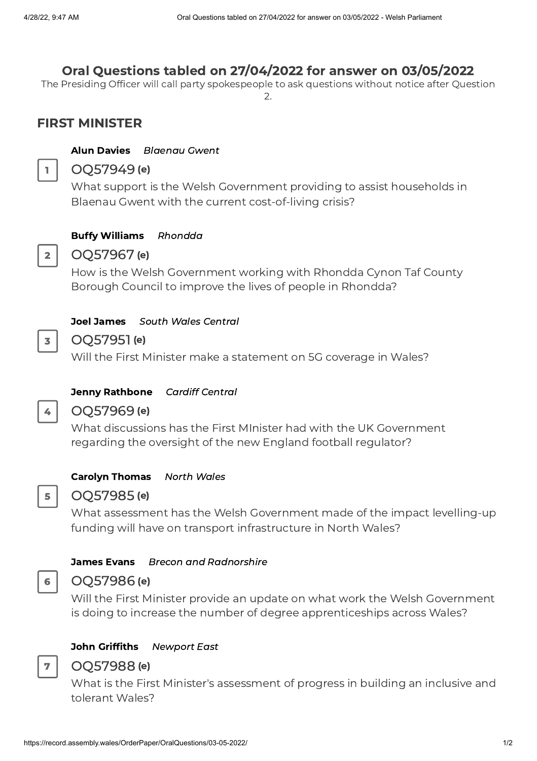# Oral Questions tabled on 27/04/2022 for answer on 03/05/2022

The Presiding Officer will call party spokespeople to ask questions without notice after Question 2.

## FIRST MINISTER

**1**

**Alun Davies** *Blaenau Gwent*

### OQ57949 (e)

What support is the Welsh Government providing to assist households in Blaenau Gwent with the current cost-of-living crisis?

**2**

**Buffy Williams** *Rhondda*

### OQ57967 (e)

How is the Welsh Government working with Rhondda Cynon Taf County Borough Council to improve the lives of people in Rhondda?

**3**

**Joel James** *South Wales Central*

### OQ57951 (e)

Will the First Minister make a statement on 5G coverage in Wales?

**4**

**Jenny Rathbone** *Cardiff Central*

### OQ57969 (e)

What discussions has the First MInister had with the UK Government regarding the oversight of the new England football regulator?

**5**

**Carolyn Thomas** *North Wales*

### OQ57985 (e)

What assessment has the Welsh Government made of the impact levelling-up funding will have on transport infrastructure in North Wales?

**6**

**James Evans** *Brecon and Radnorshire*

### OQ57986 (e)

Will the First Minister provide an update on what work the Welsh Government is doing to increase the number of degree apprenticeships across Wales?

**7**

**John Griffiths** *Newport East*

### OQ57988 (e)

What is the First Minister's assessment of progress in building an inclusive and tolerant Wales?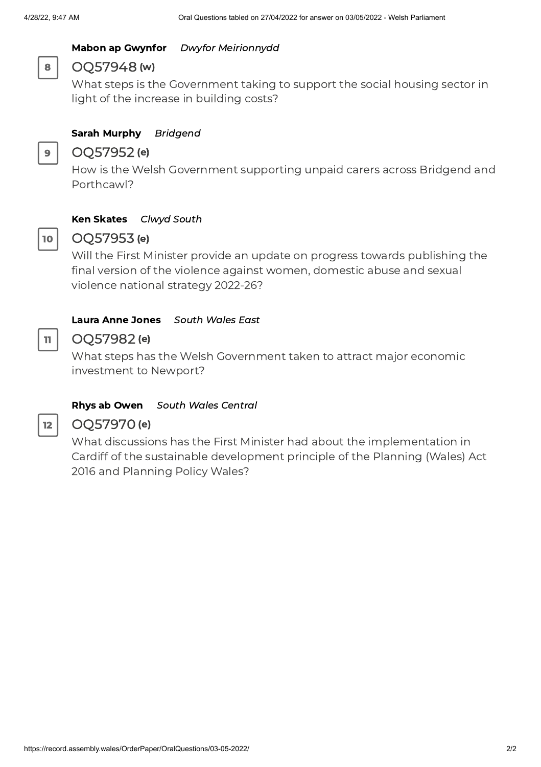**8**

**Mabon ap Gwynfor** *Dwyfor Meirionnydd*

OQ57948 **(w)**

What steps is the Government taking to support the social housing sector in light of the increase in building costs?

**9**

**Sarah Murphy** *Bridgend*

OQ57952 **(e)**

How is the Welsh Government supporting unpaid carers across Bridgend and Porthcawl?

**10**

**Ken Skates** *Clwyd South*

OQ57953 **(e)**

Will the First Minister provide an update on progress towards publishing the final version of the violence against women, domestic abuse and sexual violence national strategy 2022-26?

**11**

**Laura Anne Jones** *South Wales East*

OQ57982 **(e)**

What steps has the Welsh Government taken to attract major economic investment to Newport?

**12**

**Rhys ab Owen** *South Wales Central*

OQ57970 **(e)**

What discussions has the First Minister had about the implementation in Cardiff of the sustainable development principle of the Planning (Wales) Act 2016 and Planning Policy Wales?